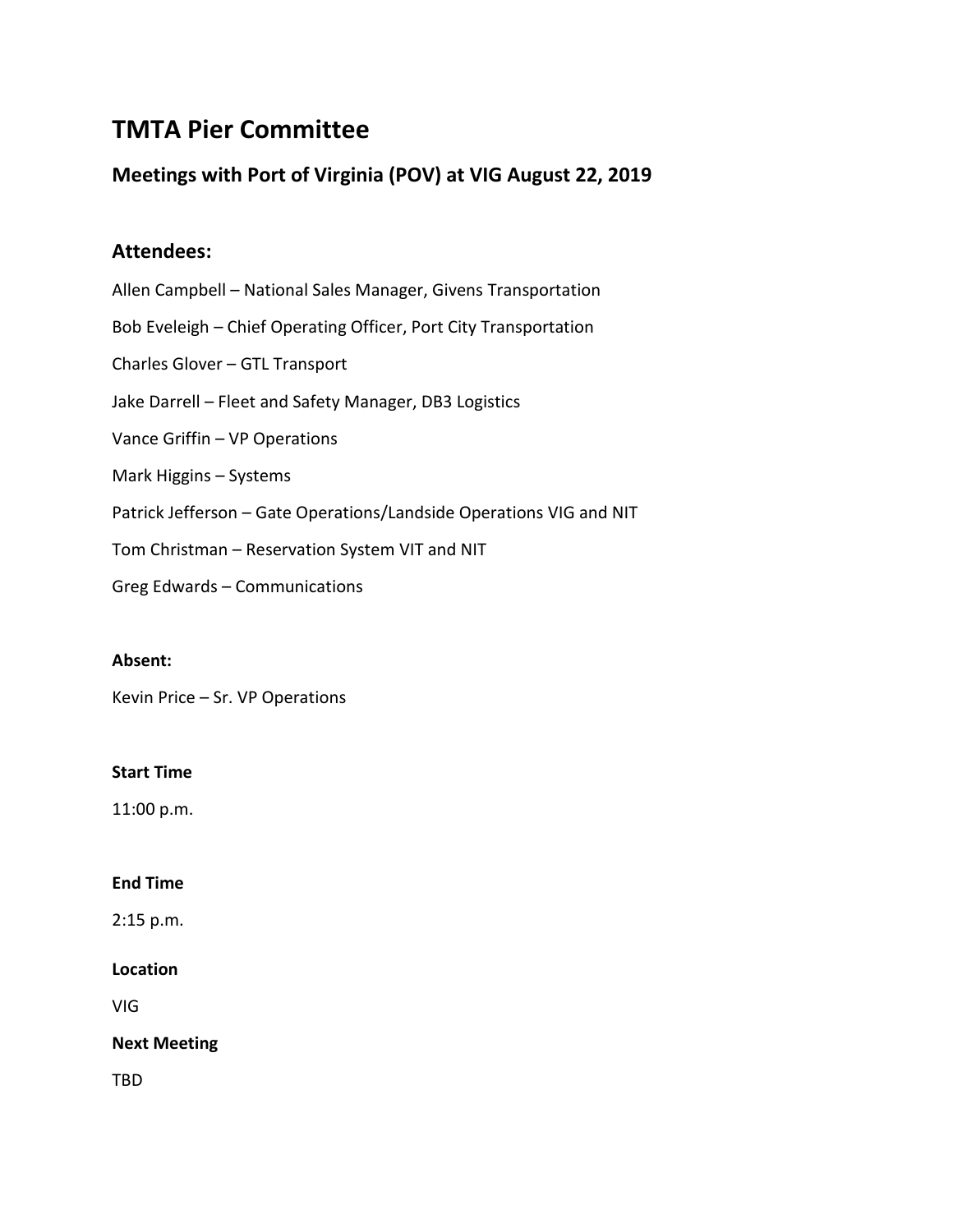# TMTA Pier Committee

## Meetings with Port of Virginia (POV) at VIG August 22, 2019

## Attendees:

Allen Campbell – National Sales Manager, Givens Transportation

Bob Eveleigh – Chief Operating Officer, Port City Transportation

Charles Glover – GTL Transport

Jake Darrell – Fleet and Safety Manager, DB3 Logistics

Vance Griffin – VP Operations

Mark Higgins – Systems

Patrick Jefferson – Gate Operations/Landside Operations VIG and NIT

Tom Christman – Reservation System VIT and NIT

Greg Edwards – Communications

**Absent:**

Kevin Price – Sr. VP Operations

**Start Time**

11:00 p.m.

**End Time**

2:15 p.m.

**Location**

VIG

**Next Meeting**

TBD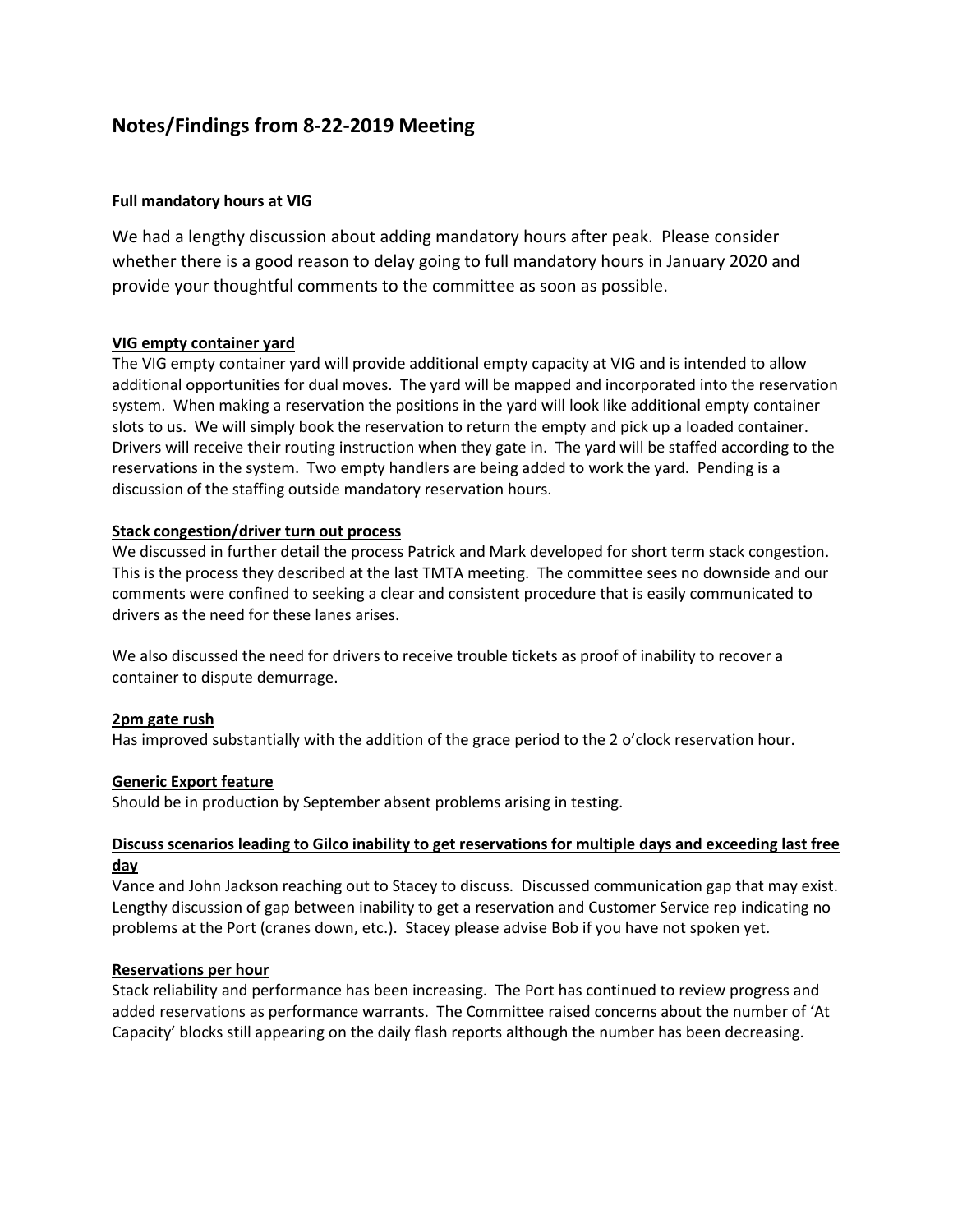## Notes/Findings from 8-22-2019 Meeting

**Full mandatory hours at VIG**

We had a lengthy discussion about adding mandatory hours after peak. Please consider whether there is a good reason to delay going to full mandatory hours in January 2020 and provide your thoughtful comments to the committee as soon as possible.

**VIG empty container yard**

The VIG empty container yard will provide additional empty capacity at VIG and is intended to allow additional opportunities for dual moves. The yard will be mapped and incorporated into the reservation system. When making a reservation the positions in the yard will look like additional empty container slots to us. We will simply book the reservation to return the empty and pick up a loaded container. Drivers will receive their routing instruction when they gate in. The yard will be staffed according to the reservations in the system. Two empty handlers are being added to work the yard. Pending is a discussion of the staffing outside mandatory reservation hours.

**Stack congestion/driver turn out process**

We discussed in further detail the process Patrick and Mark developed for short term stack congestion. This is the process they described at the last TMTA meeting. The committee sees no downside and our comments were confined to seeking a clear and consistent procedure that is easily communicated to drivers as the need for these lanes arises.

We also discussed the need for drivers to receive trouble tickets as proof of inability to recover a container to dispute demurrage.

**2pm gate rush**

Has improved substantially with the addition of the grace period to the 2 o'clock reservation hour.

**Generic Export feature**

Should be in production by September absent problems arising in testing.

**Discuss scenarios leading to Gilco inability to get reservations for multiple days and exceeding last free day**

Vance and John Jackson reaching out to Stacey to discuss. Discussed communication gap that may exist. Lengthy discussion of gap between inability to get a reservation and Customer Service rep indicating no problems at the Port (cranes down, etc.). Stacey please advise Bob if you have not spoken yet.

**Reservations per hour**

Stack reliability and performance has been increasing. The Port has continued to review progress and added reservations as performance warrants. The Committee raised concerns about the number of 'At Capacity' blocks still appearing on the daily flash reports although the number has been decreasing.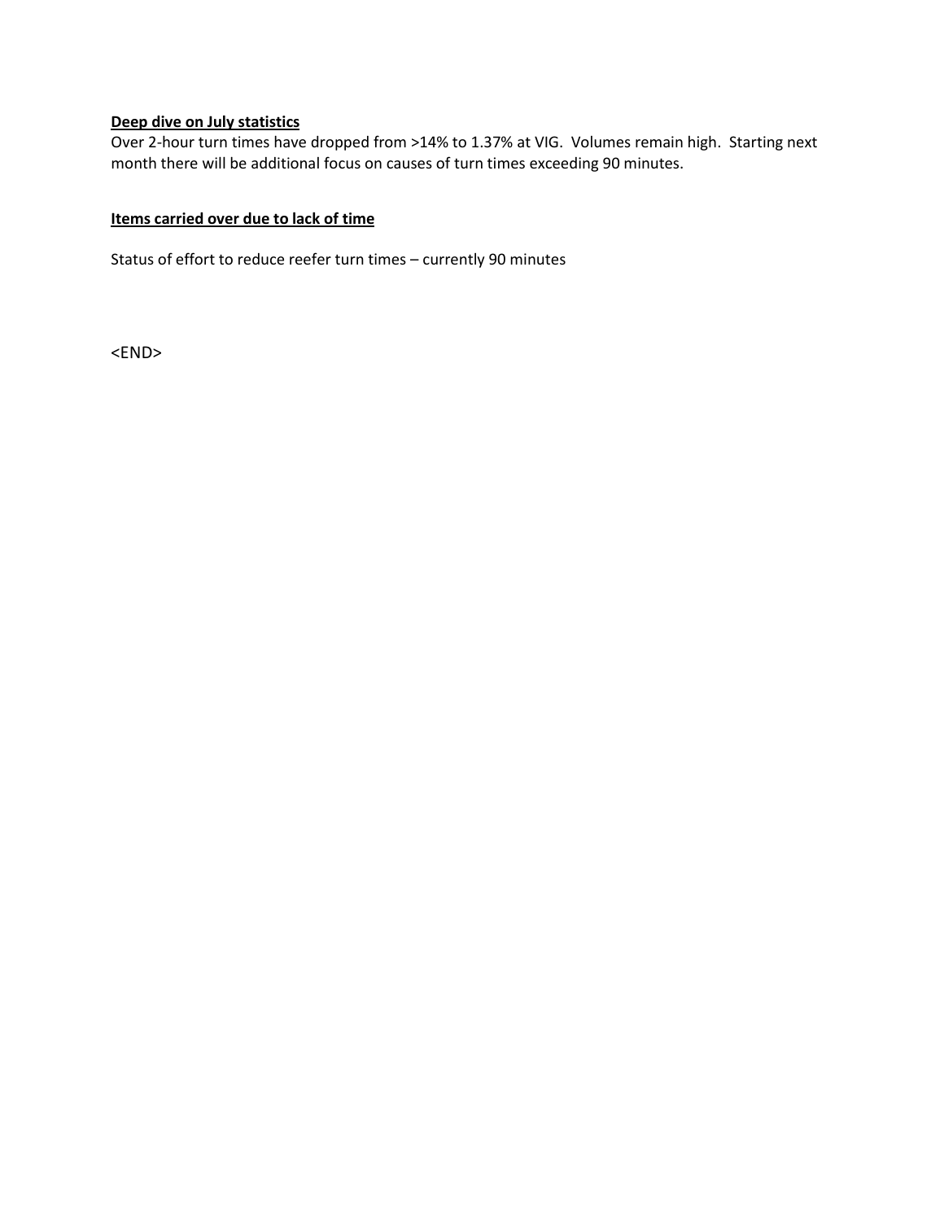**Deep dive on July statistics**

Over 2-hour turn times have dropped from >14% to 1.37% at VIG. Volumes remain high. Starting next month there will be additional focus on causes of turn times exceeding 90 minutes.

**Items carried over due to lack of time**

Status of effort to reduce reefer turn times – currently 90 minutes

<END>